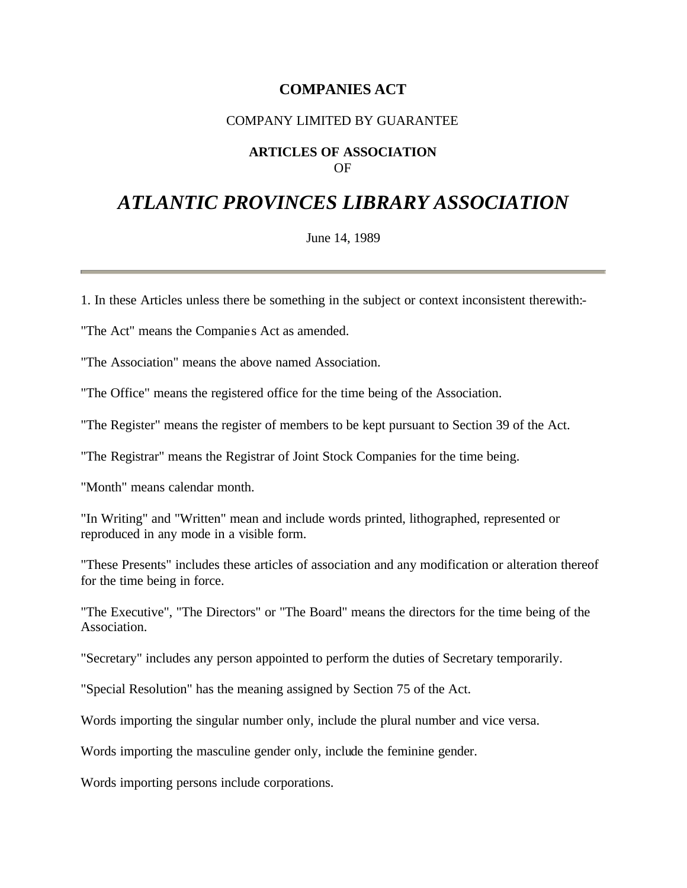**COMPANIES ACT**

COMPANY LIMITED BY GUARANTEE

**ARTICLES OF ASSOCIATION**
OF

# *ATLANTIC PROVINCES LIBRARY ASSOCIATION*

June 14, 1989

---

1. In these Articles unless there be something in the subject or context inconsistent therewith:-

"The Act" means the Companies Act as amended.

"The Association" means the above named Association.

"The Office" means the registered office for the time being of the Association.

"The Register" means the register of members to be kept pursuant to Section 39 of the Act.

"The Registrar" means the Registrar of Joint Stock Companies for the time being.

"Month" means calendar month.

"In Writing" and "Written" mean and include words printed, lithographed, represented or reproduced in any mode in a visible form.

"These Presents" includes these articles of association and any modification or alteration thereof for the time being in force.

"The Executive", "The Directors" or "The Board" means the directors for the time being of the Association.

"Secretary" includes any person appointed to perform the duties of Secretary temporarily.

"Special Resolution" has the meaning assigned by Section 75 of the Act.

Words importing the singular number only, include the plural number and vice versa.

Words importing the masculine gender only, include the feminine gender.

Words importing persons include corporations.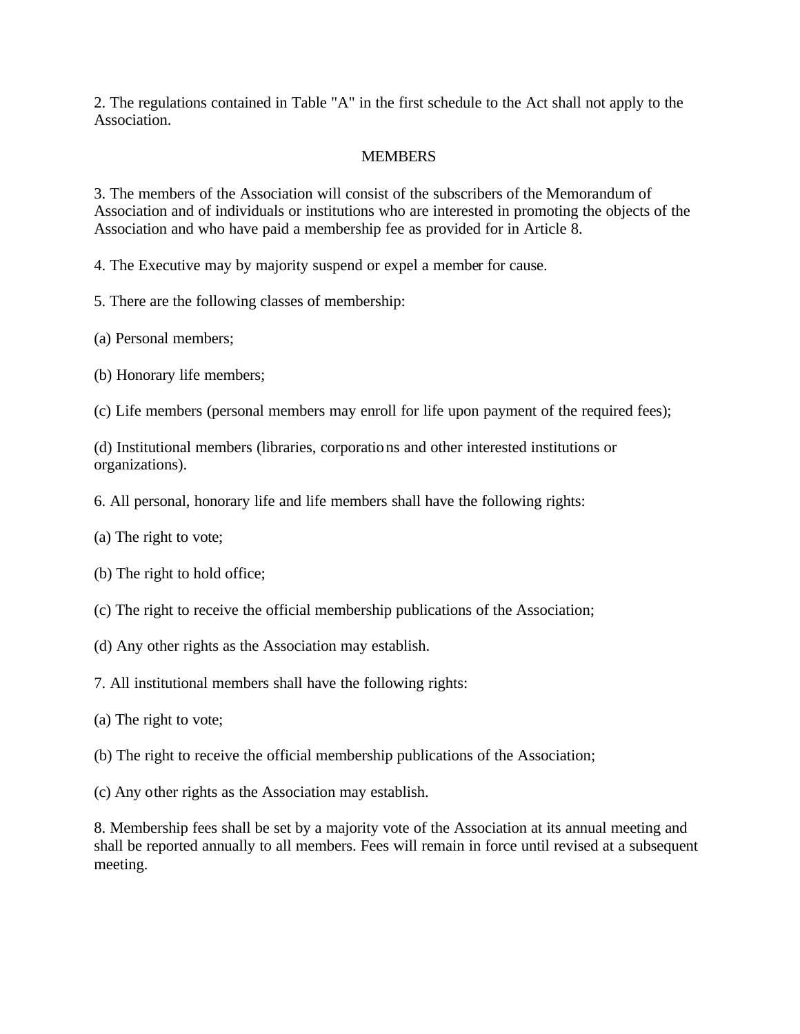2. The regulations contained in Table "A" in the first schedule to the Act shall not apply to the Association.

## MEMBERS

3. The members of the Association will consist of the subscribers of the Memorandum of Association and of individuals or institutions who are interested in promoting the objects of the Association and who have paid a membership fee as provided for in Article 8.

4. The Executive may by majority suspend or expel a member for cause.

5. There are the following classes of membership:

(a) Personal members;

(b) Honorary life members;

(c) Life members (personal members may enroll for life upon payment of the required fees);

(d) Institutional members (libraries, corporations and other interested institutions or organizations).

6. All personal, honorary life and life members shall have the following rights:

(a) The right to vote;

(b) The right to hold office;

(c) The right to receive the official membership publications of the Association;

(d) Any other rights as the Association may establish.

7. All institutional members shall have the following rights:

(a) The right to vote;

(b) The right to receive the official membership publications of the Association;

(c) Any other rights as the Association may establish.

8. Membership fees shall be set by a majority vote of the Association at its annual meeting and shall be reported annually to all members. Fees will remain in force until revised at a subsequent meeting.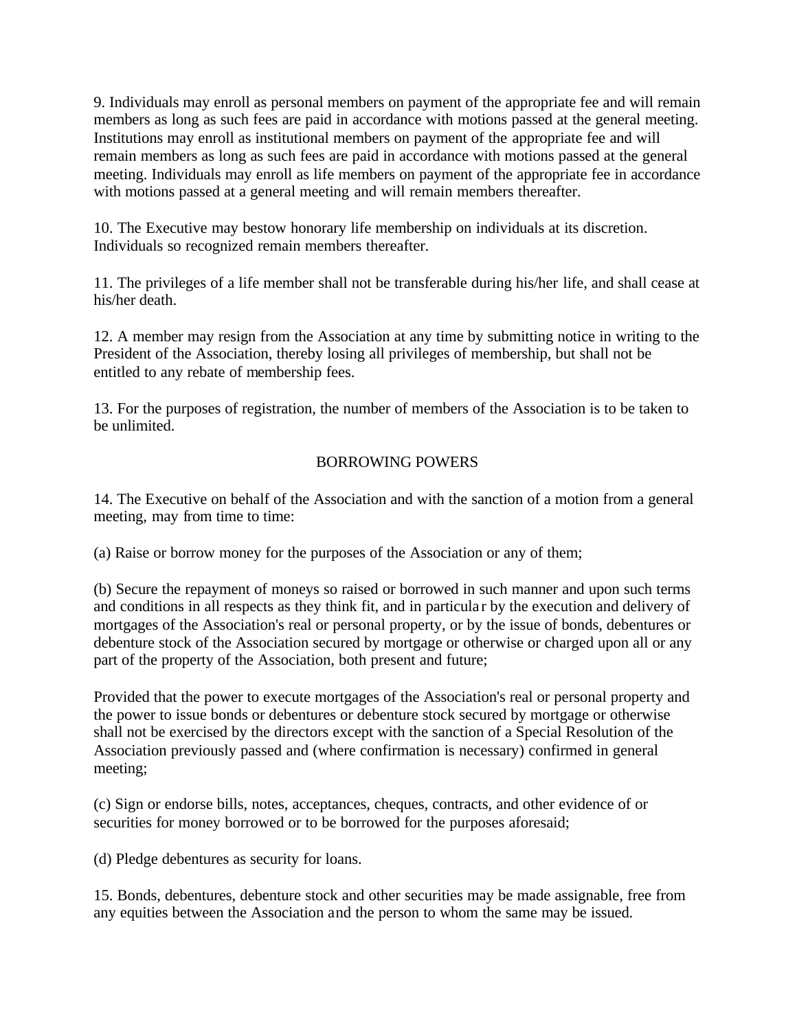9. Individuals may enroll as personal members on payment of the appropriate fee and will remain members as long as such fees are paid in accordance with motions passed at the general meeting. Institutions may enroll as institutional members on payment of the appropriate fee and will remain members as long as such fees are paid in accordance with motions passed at the general meeting. Individuals may enroll as life members on payment of the appropriate fee in accordance with motions passed at a general meeting and will remain members thereafter.

10. The Executive may bestow honorary life membership on individuals at its discretion. Individuals so recognized remain members thereafter.

11. The privileges of a life member shall not be transferable during his/her life, and shall cease at his/her death.

12. A member may resign from the Association at any time by submitting notice in writing to the President of the Association, thereby losing all privileges of membership, but shall not be entitled to any rebate of membership fees.

13. For the purposes of registration, the number of members of the Association is to be taken to be unlimited.

## BORROWING POWERS

14. The Executive on behalf of the Association and with the sanction of a motion from a general meeting, may from time to time:

(a) Raise or borrow money for the purposes of the Association or any of them;

(b) Secure the repayment of moneys so raised or borrowed in such manner and upon such terms and conditions in all respects as they think fit, and in particular by the execution and delivery of mortgages of the Association's real or personal property, or by the issue of bonds, debentures or debenture stock of the Association secured by mortgage or otherwise or charged upon all or any part of the property of the Association, both present and future;

Provided that the power to execute mortgages of the Association's real or personal property and the power to issue bonds or debentures or debenture stock secured by mortgage or otherwise shall not be exercised by the directors except with the sanction of a Special Resolution of the Association previously passed and (where confirmation is necessary) confirmed in general meeting;

(c) Sign or endorse bills, notes, acceptances, cheques, contracts, and other evidence of or securities for money borrowed or to be borrowed for the purposes aforesaid;

(d) Pledge debentures as security for loans.

15. Bonds, debentures, debenture stock and other securities may be made assignable, free from any equities between the Association and the person to whom the same may be issued.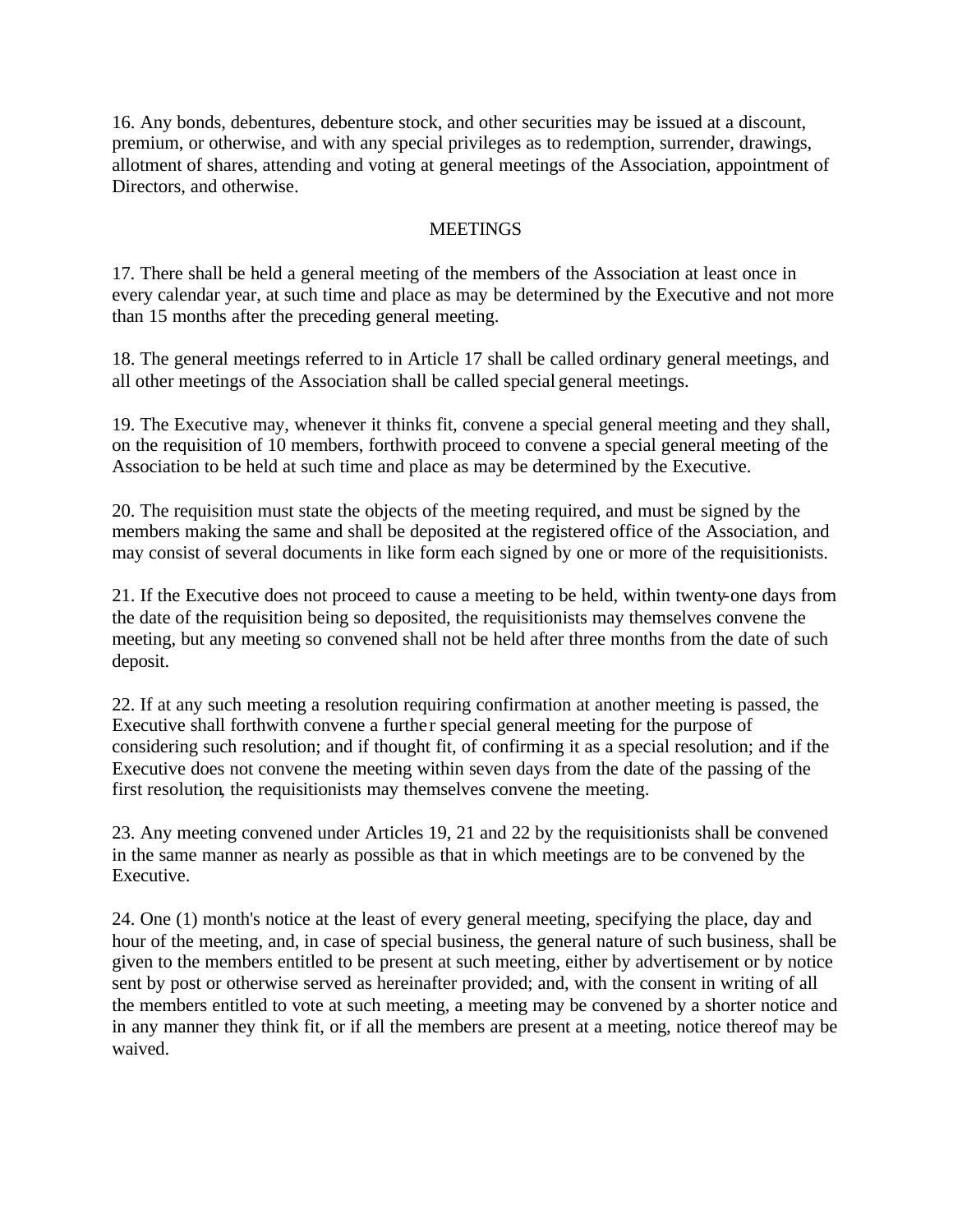16. Any bonds, debentures, debenture stock, and other securities may be issued at a discount, premium, or otherwise, and with any special privileges as to redemption, surrender, drawings, allotment of shares, attending and voting at general meetings of the Association, appointment of Directors, and otherwise.

## MEETINGS

17. There shall be held a general meeting of the members of the Association at least once in every calendar year, at such time and place as may be determined by the Executive and not more than 15 months after the preceding general meeting.

18. The general meetings referred to in Article 17 shall be called ordinary general meetings, and all other meetings of the Association shall be called special general meetings.

19. The Executive may, whenever it thinks fit, convene a special general meeting and they shall, on the requisition of 10 members, forthwith proceed to convene a special general meeting of the Association to be held at such time and place as may be determined by the Executive.

20. The requisition must state the objects of the meeting required, and must be signed by the members making the same and shall be deposited at the registered office of the Association, and may consist of several documents in like form each signed by one or more of the requisitionists.

21. If the Executive does not proceed to cause a meeting to be held, within twenty-one days from the date of the requisition being so deposited, the requisitionists may themselves convene the meeting, but any meeting so convened shall not be held after three months from the date of such deposit.

22. If at any such meeting a resolution requiring confirmation at another meeting is passed, the Executive shall forthwith convene a further special general meeting for the purpose of considering such resolution; and if thought fit, of confirming it as a special resolution; and if the Executive does not convene the meeting within seven days from the date of the passing of the first resolution, the requisitionists may themselves convene the meeting.

23. Any meeting convened under Articles 19, 21 and 22 by the requisitionists shall be convened in the same manner as nearly as possible as that in which meetings are to be convened by the Executive.

24. One (1) month's notice at the least of every general meeting, specifying the place, day and hour of the meeting, and, in case of special business, the general nature of such business, shall be given to the members entitled to be present at such meeting, either by advertisement or by notice sent by post or otherwise served as hereinafter provided; and, with the consent in writing of all the members entitled to vote at such meeting, a meeting may be convened by a shorter notice and in any manner they think fit, or if all the members are present at a meeting, notice thereof may be waived.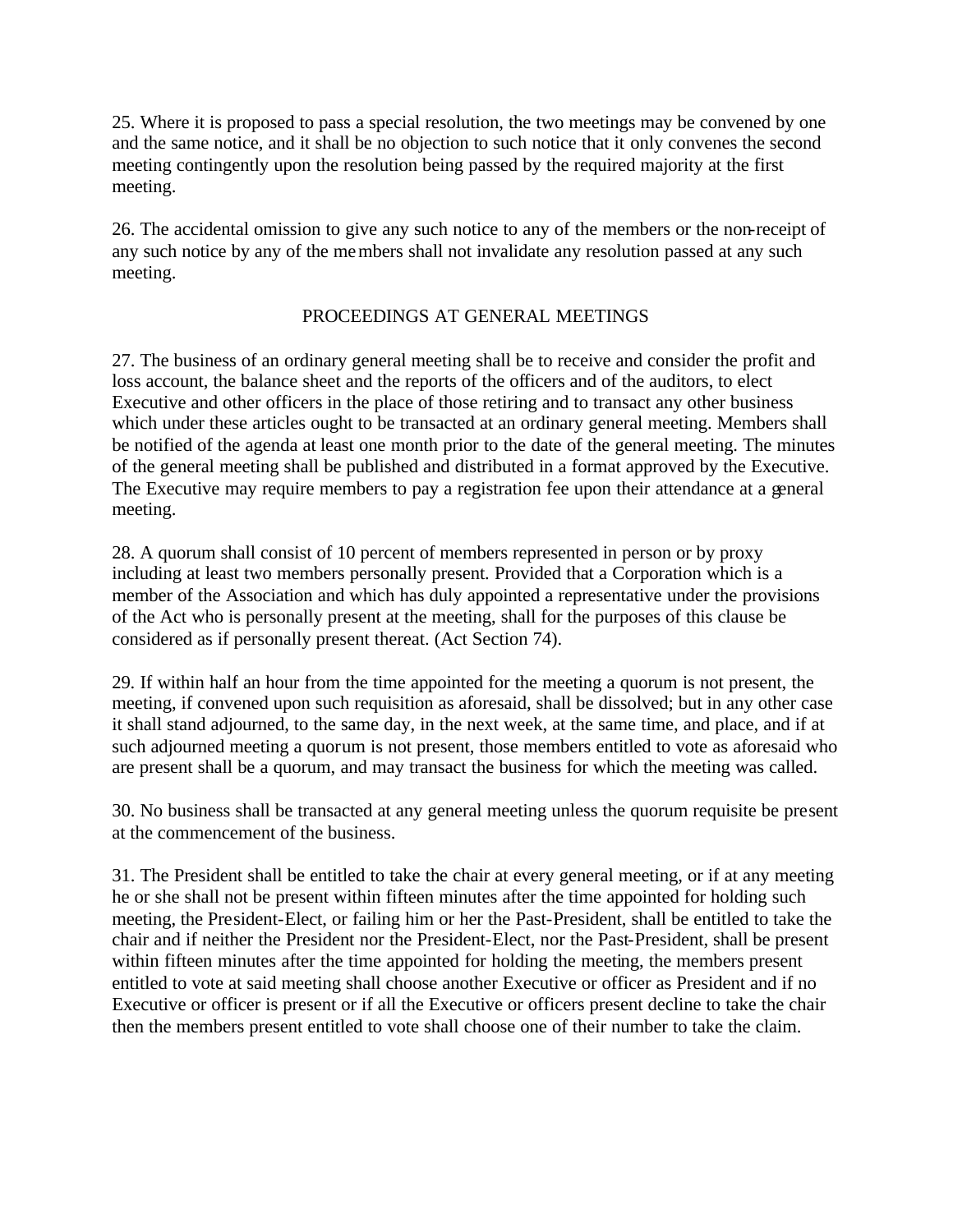25. Where it is proposed to pass a special resolution, the two meetings may be convened by one and the same notice, and it shall be no objection to such notice that it only convenes the second meeting contingently upon the resolution being passed by the required majority at the first meeting.

26. The accidental omission to give any such notice to any of the members or the non-receipt of any such notice by any of the members shall not invalidate any resolution passed at any such meeting.

## PROCEEDINGS AT GENERAL MEETINGS

27. The business of an ordinary general meeting shall be to receive and consider the profit and loss account, the balance sheet and the reports of the officers and of the auditors, to elect Executive and other officers in the place of those retiring and to transact any other business which under these articles ought to be transacted at an ordinary general meeting. Members shall be notified of the agenda at least one month prior to the date of the general meeting. The minutes of the general meeting shall be published and distributed in a format approved by the Executive. The Executive may require members to pay a registration fee upon their attendance at a general meeting.

28. A quorum shall consist of 10 percent of members represented in person or by proxy including at least two members personally present. Provided that a Corporation which is a member of the Association and which has duly appointed a representative under the provisions of the Act who is personally present at the meeting, shall for the purposes of this clause be considered as if personally present thereat. (Act Section 74).

29. If within half an hour from the time appointed for the meeting a quorum is not present, the meeting, if convened upon such requisition as aforesaid, shall be dissolved; but in any other case it shall stand adjourned, to the same day, in the next week, at the same time, and place, and if at such adjourned meeting a quorum is not present, those members entitled to vote as aforesaid who are present shall be a quorum, and may transact the business for which the meeting was called.

30. No business shall be transacted at any general meeting unless the quorum requisite be present at the commencement of the business.

31. The President shall be entitled to take the chair at every general meeting, or if at any meeting he or she shall not be present within fifteen minutes after the time appointed for holding such meeting, the President-Elect, or failing him or her the Past-President, shall be entitled to take the chair and if neither the President nor the President-Elect, nor the Past-President, shall be present within fifteen minutes after the time appointed for holding the meeting, the members present entitled to vote at said meeting shall choose another Executive or officer as President and if no Executive or officer is present or if all the Executive or officers present decline to take the chair then the members present entitled to vote shall choose one of their number to take the claim.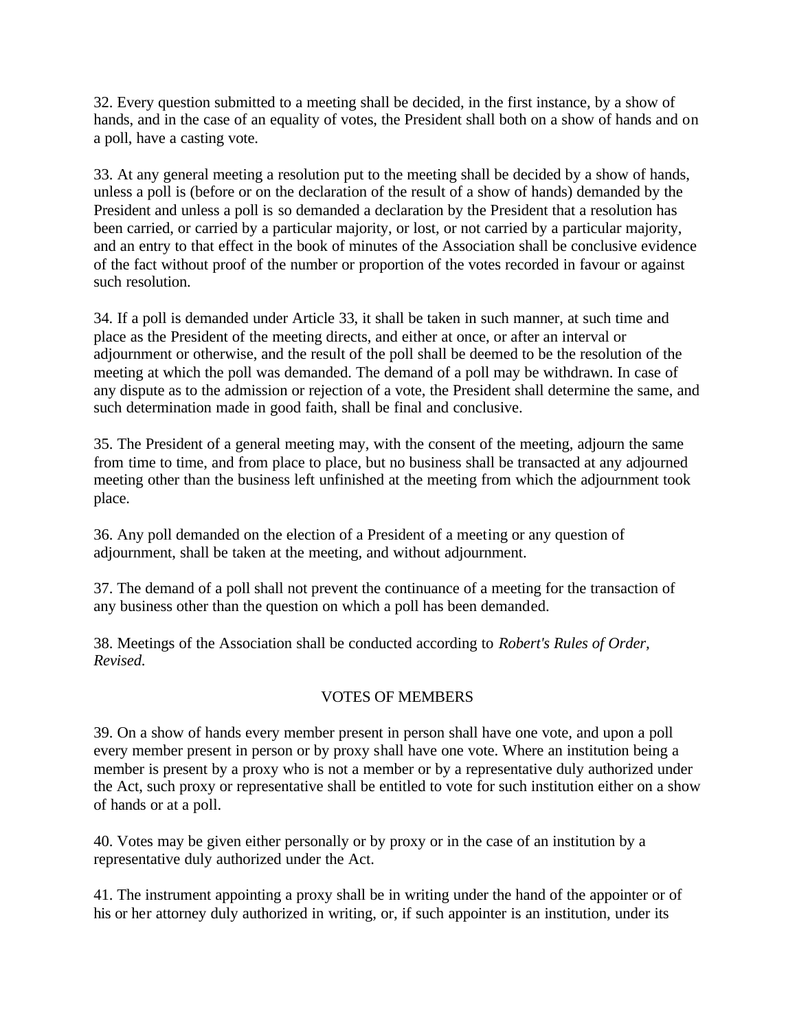32. Every question submitted to a meeting shall be decided, in the first instance, by a show of hands, and in the case of an equality of votes, the President shall both on a show of hands and on a poll, have a casting vote.

33. At any general meeting a resolution put to the meeting shall be decided by a show of hands, unless a poll is (before or on the declaration of the result of a show of hands) demanded by the President and unless a poll is so demanded a declaration by the President that a resolution has been carried, or carried by a particular majority, or lost, or not carried by a particular majority, and an entry to that effect in the book of minutes of the Association shall be conclusive evidence of the fact without proof of the number or proportion of the votes recorded in favour or against such resolution.

34. If a poll is demanded under Article 33, it shall be taken in such manner, at such time and place as the President of the meeting directs, and either at once, or after an interval or adjournment or otherwise, and the result of the poll shall be deemed to be the resolution of the meeting at which the poll was demanded. The demand of a poll may be withdrawn. In case of any dispute as to the admission or rejection of a vote, the President shall determine the same, and such determination made in good faith, shall be final and conclusive.

35. The President of a general meeting may, with the consent of the meeting, adjourn the same from time to time, and from place to place, but no business shall be transacted at any adjourned meeting other than the business left unfinished at the meeting from which the adjournment took place.

36. Any poll demanded on the election of a President of a meeting or any question of adjournment, shall be taken at the meeting, and without adjournment.

37. The demand of a poll shall not prevent the continuance of a meeting for the transaction of any business other than the question on which a poll has been demanded.

38. Meetings of the Association shall be conducted according to *Robert's Rules of Order, Revised.*

## VOTES OF MEMBERS

39. On a show of hands every member present in person shall have one vote, and upon a poll every member present in person or by proxy shall have one vote. Where an institution being a member is present by a proxy who is not a member or by a representative duly authorized under the Act, such proxy or representative shall be entitled to vote for such institution either on a show of hands or at a poll.

40. Votes may be given either personally or by proxy or in the case of an institution by a representative duly authorized under the Act.

41. The instrument appointing a proxy shall be in writing under the hand of the appointer or of his or her attorney duly authorized in writing, or, if such appointer is an institution, under its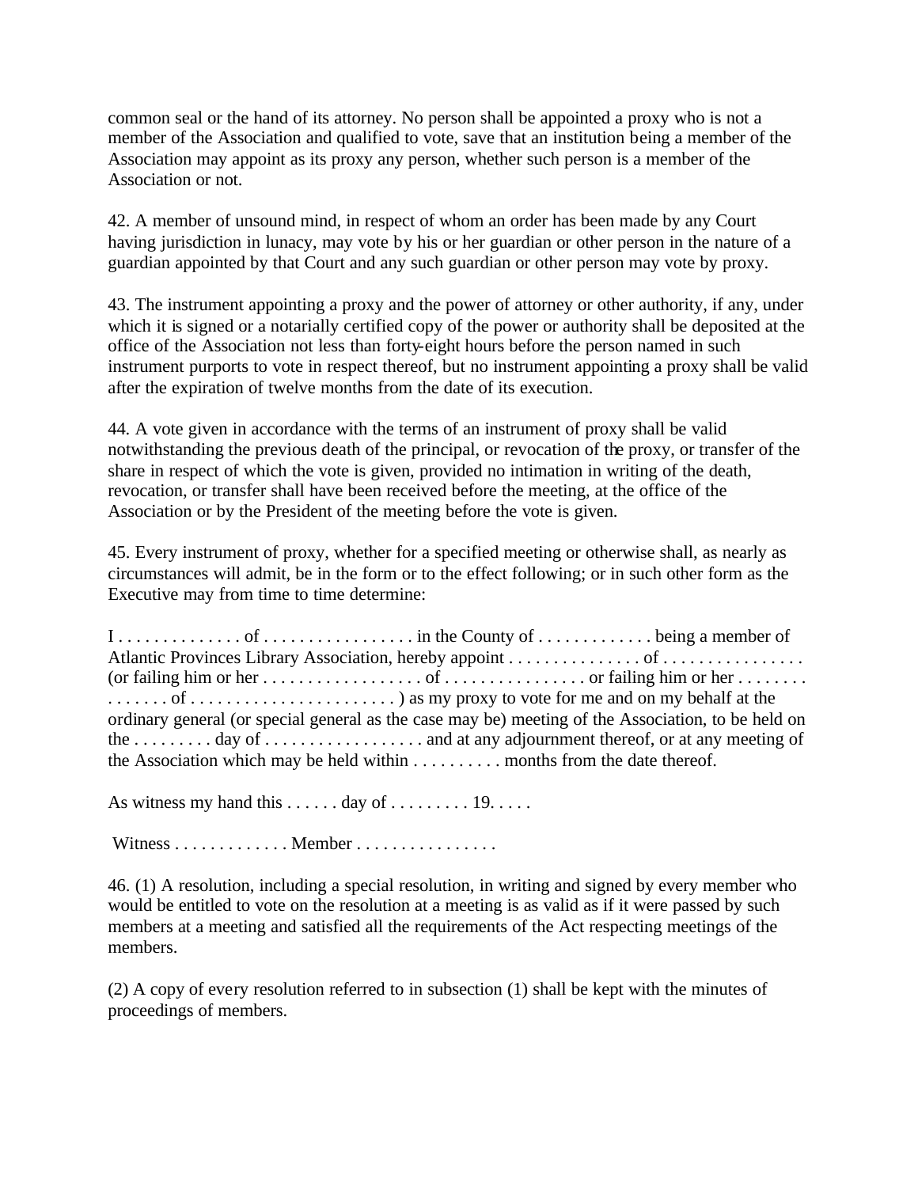common seal or the hand of its attorney. No person shall be appointed a proxy who is not a member of the Association and qualified to vote, save that an institution being a member of the Association may appoint as its proxy any person, whether such person is a member of the Association or not.

42. A member of unsound mind, in respect of whom an order has been made by any Court having jurisdiction in lunacy, may vote by his or her guardian or other person in the nature of a guardian appointed by that Court and any such guardian or other person may vote by proxy.

43. The instrument appointing a proxy and the power of attorney or other authority, if any, under which it is signed or a notarially certified copy of the power or authority shall be deposited at the office of the Association not less than forty-eight hours before the person named in such instrument purports to vote in respect thereof, but no instrument appointing a proxy shall be valid after the expiration of twelve months from the date of its execution.

44. A vote given in accordance with the terms of an instrument of proxy shall be valid notwithstanding the previous death of the principal, or revocation of the proxy, or transfer of the share in respect of which the vote is given, provided no intimation in writing of the death, revocation, or transfer shall have been received before the meeting, at the office of the Association or by the President of the meeting before the vote is given.

45. Every instrument of proxy, whether for a specified meeting or otherwise shall, as nearly as circumstances will admit, be in the form or to the effect following; or in such other form as the Executive may from time to time determine:

I . . . . . . . . . . . . . . of . . . . . . . . . . . . . . . . . in the County of . . . . . . . . . . . . . being a member of Atlantic Provinces Library Association, hereby appoint . . . . . . . . . . . . . . . of . . . . . . . . . . . . . . . . (or failing him or her . . . . . . . . . . . . . . . . . . of . . . . . . . . . . . . . . . . or failing him or her . . . . . . . . . . . . . . . of . . . . . . . . . . . . . . . . . . . . . . . ) as my proxy to vote for me and on my behalf at the ordinary general (or special general as the case may be) meeting of the Association, to be held on the . . . . . . . . . day of . . . . . . . . . . . . . . . . . . and at any adjournment thereof, or at any meeting of the Association which may be held within . . . . . . . . . . months from the date thereof.

As witness my hand this . . . . . . day of . . . . . . . . . 19. . . . .

Witness . . . . . . . . . . . . . Member . . . . . . . . . . . . . . . .

46. (1) A resolution, including a special resolution, in writing and signed by every member who would be entitled to vote on the resolution at a meeting is as valid as if it were passed by such members at a meeting and satisfied all the requirements of the Act respecting meetings of the members.

(2) A copy of every resolution referred to in subsection (1) shall be kept with the minutes of proceedings of members.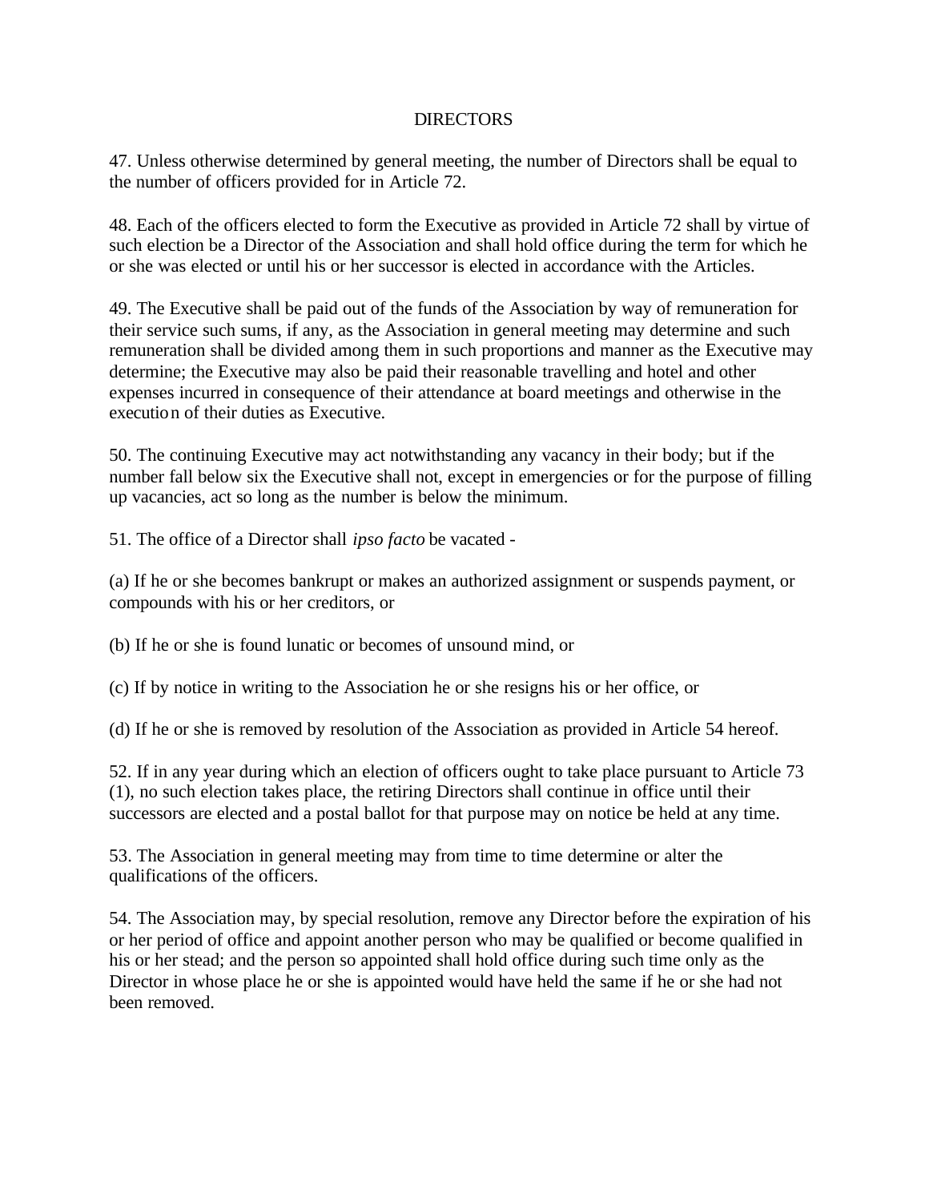## DIRECTORS

47. Unless otherwise determined by general meeting, the number of Directors shall be equal to the number of officers provided for in Article 72.

48. Each of the officers elected to form the Executive as provided in Article 72 shall by virtue of such election be a Director of the Association and shall hold office during the term for which he or she was elected or until his or her successor is elected in accordance with the Articles.

49. The Executive shall be paid out of the funds of the Association by way of remuneration for their service such sums, if any, as the Association in general meeting may determine and such remuneration shall be divided among them in such proportions and manner as the Executive may determine; the Executive may also be paid their reasonable travelling and hotel and other expenses incurred in consequence of their attendance at board meetings and otherwise in the execution of their duties as Executive.

50. The continuing Executive may act notwithstanding any vacancy in their body; but if the number fall below six the Executive shall not, except in emergencies or for the purpose of filling up vacancies, act so long as the number is below the minimum.

51. The office of a Director shall *ipso facto* be vacated -

(a) If he or she becomes bankrupt or makes an authorized assignment or suspends payment, or compounds with his or her creditors, or

(b) If he or she is found lunatic or becomes of unsound mind, or

(c) If by notice in writing to the Association he or she resigns his or her office, or

(d) If he or she is removed by resolution of the Association as provided in Article 54 hereof.

52. If in any year during which an election of officers ought to take place pursuant to Article 73 (1), no such election takes place, the retiring Directors shall continue in office until their successors are elected and a postal ballot for that purpose may on notice be held at any time.

53. The Association in general meeting may from time to time determine or alter the qualifications of the officers.

54. The Association may, by special resolution, remove any Director before the expiration of his or her period of office and appoint another person who may be qualified or become qualified in his or her stead; and the person so appointed shall hold office during such time only as the Director in whose place he or she is appointed would have held the same if he or she had not been removed.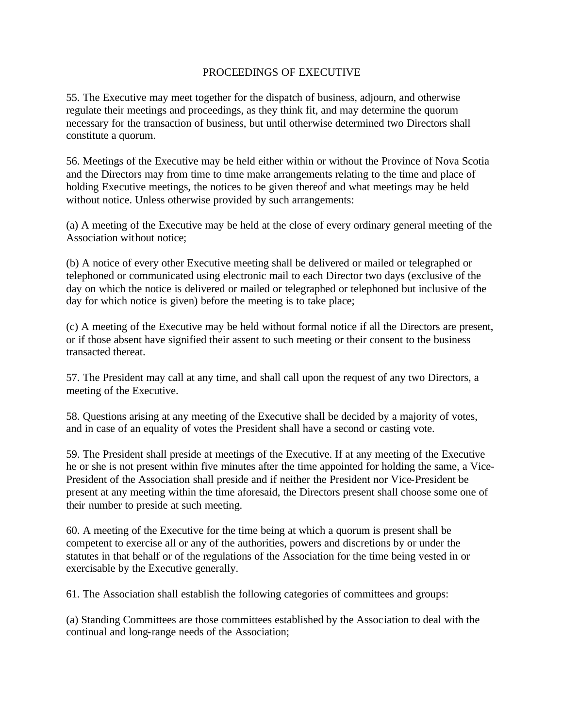## PROCEEDINGS OF EXECUTIVE

55. The Executive may meet together for the dispatch of business, adjourn, and otherwise regulate their meetings and proceedings, as they think fit, and may determine the quorum necessary for the transaction of business, but until otherwise determined two Directors shall constitute a quorum.

56. Meetings of the Executive may be held either within or without the Province of Nova Scotia and the Directors may from time to time make arrangements relating to the time and place of holding Executive meetings, the notices to be given thereof and what meetings may be held without notice. Unless otherwise provided by such arrangements:

(a) A meeting of the Executive may be held at the close of every ordinary general meeting of the Association without notice;

(b) A notice of every other Executive meeting shall be delivered or mailed or telegraphed or telephoned or communicated using electronic mail to each Director two days (exclusive of the day on which the notice is delivered or mailed or telegraphed or telephoned but inclusive of the day for which notice is given) before the meeting is to take place;

(c) A meeting of the Executive may be held without formal notice if all the Directors are present, or if those absent have signified their assent to such meeting or their consent to the business transacted thereat.

57. The President may call at any time, and shall call upon the request of any two Directors, a meeting of the Executive.

58. Questions arising at any meeting of the Executive shall be decided by a majority of votes, and in case of an equality of votes the President shall have a second or casting vote.

59. The President shall preside at meetings of the Executive. If at any meeting of the Executive he or she is not present within five minutes after the time appointed for holding the same, a Vice-President of the Association shall preside and if neither the President nor Vice-President be present at any meeting within the time aforesaid, the Directors present shall choose some one of their number to preside at such meeting.

60. A meeting of the Executive for the time being at which a quorum is present shall be competent to exercise all or any of the authorities, powers and discretions by or under the statutes in that behalf or of the regulations of the Association for the time being vested in or exercisable by the Executive generally.

61. The Association shall establish the following categories of committees and groups:

(a) Standing Committees are those committees established by the Association to deal with the continual and long-range needs of the Association;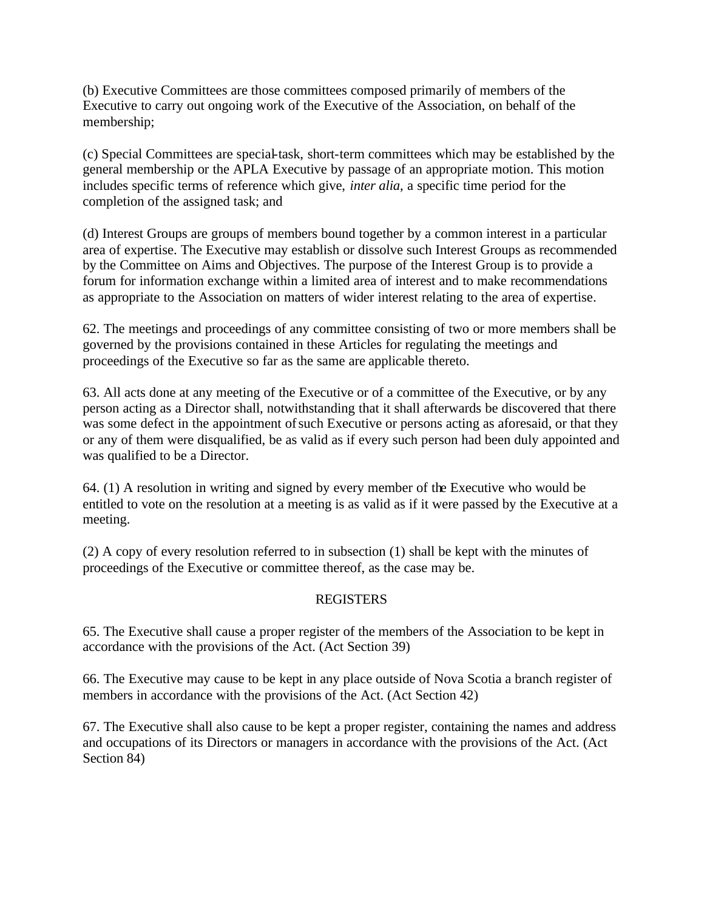(b) Executive Committees are those committees composed primarily of members of the Executive to carry out ongoing work of the Executive of the Association, on behalf of the membership;

(c) Special Committees are special-task, short-term committees which may be established by the general membership or the APLA Executive by passage of an appropriate motion. This motion includes specific terms of reference which give, *inter alia*, a specific time period for the completion of the assigned task; and

(d) Interest Groups are groups of members bound together by a common interest in a particular area of expertise. The Executive may establish or dissolve such Interest Groups as recommended by the Committee on Aims and Objectives. The purpose of the Interest Group is to provide a forum for information exchange within a limited area of interest and to make recommendations as appropriate to the Association on matters of wider interest relating to the area of expertise.

62. The meetings and proceedings of any committee consisting of two or more members shall be governed by the provisions contained in these Articles for regulating the meetings and proceedings of the Executive so far as the same are applicable thereto.

63. All acts done at any meeting of the Executive or of a committee of the Executive, or by any person acting as a Director shall, notwithstanding that it shall afterwards be discovered that there was some defect in the appointment of such Executive or persons acting as aforesaid, or that they or any of them were disqualified, be as valid as if every such person had been duly appointed and was qualified to be a Director.

64. (1) A resolution in writing and signed by every member of the Executive who would be entitled to vote on the resolution at a meeting is as valid as if it were passed by the Executive at a meeting.

(2) A copy of every resolution referred to in subsection (1) shall be kept with the minutes of proceedings of the Executive or committee thereof, as the case may be.

## REGISTERS

65. The Executive shall cause a proper register of the members of the Association to be kept in accordance with the provisions of the Act. (Act Section 39)

66. The Executive may cause to be kept in any place outside of Nova Scotia a branch register of members in accordance with the provisions of the Act. (Act Section 42)

67. The Executive shall also cause to be kept a proper register, containing the names and address and occupations of its Directors or managers in accordance with the provisions of the Act. (Act Section 84)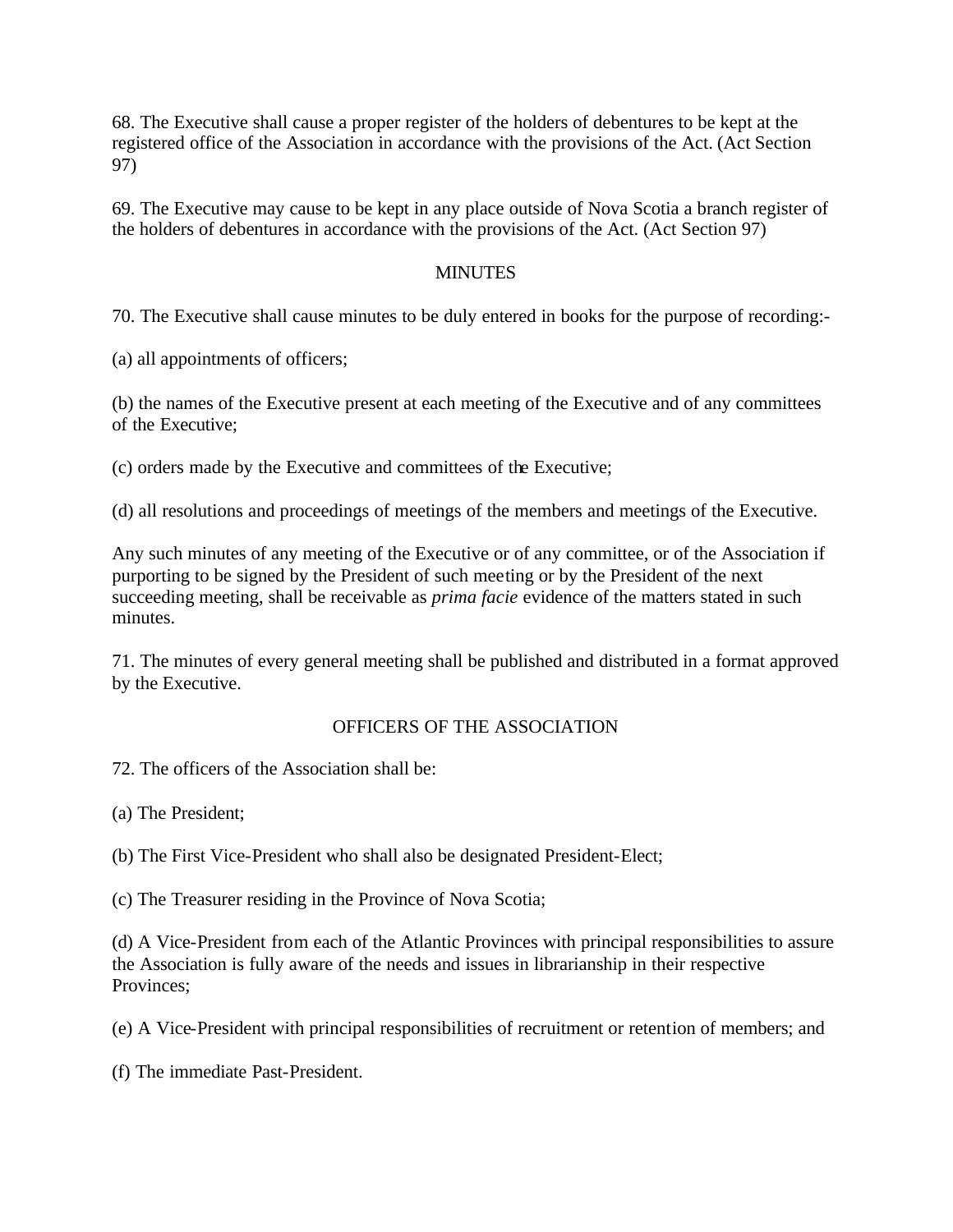68. The Executive shall cause a proper register of the holders of debentures to be kept at the registered office of the Association in accordance with the provisions of the Act. (Act Section 97)

69. The Executive may cause to be kept in any place outside of Nova Scotia a branch register of the holders of debentures in accordance with the provisions of the Act. (Act Section 97)

## MINUTES

70. The Executive shall cause minutes to be duly entered in books for the purpose of recording:-

(a) all appointments of officers;

(b) the names of the Executive present at each meeting of the Executive and of any committees of the Executive;

(c) orders made by the Executive and committees of the Executive;

(d) all resolutions and proceedings of meetings of the members and meetings of the Executive.

Any such minutes of any meeting of the Executive or of any committee, or of the Association if purporting to be signed by the President of such meeting or by the President of the next succeeding meeting, shall be receivable as *prima facie* evidence of the matters stated in such minutes.

71. The minutes of every general meeting shall be published and distributed in a format approved by the Executive.

## OFFICERS OF THE ASSOCIATION

72. The officers of the Association shall be:

(a) The President;

(b) The First Vice-President who shall also be designated President-Elect;

(c) The Treasurer residing in the Province of Nova Scotia;

(d) A Vice-President from each of the Atlantic Provinces with principal responsibilities to assure the Association is fully aware of the needs and issues in librarianship in their respective Provinces;

(e) A Vice-President with principal responsibilities of recruitment or retention of members; and

(f) The immediate Past-President.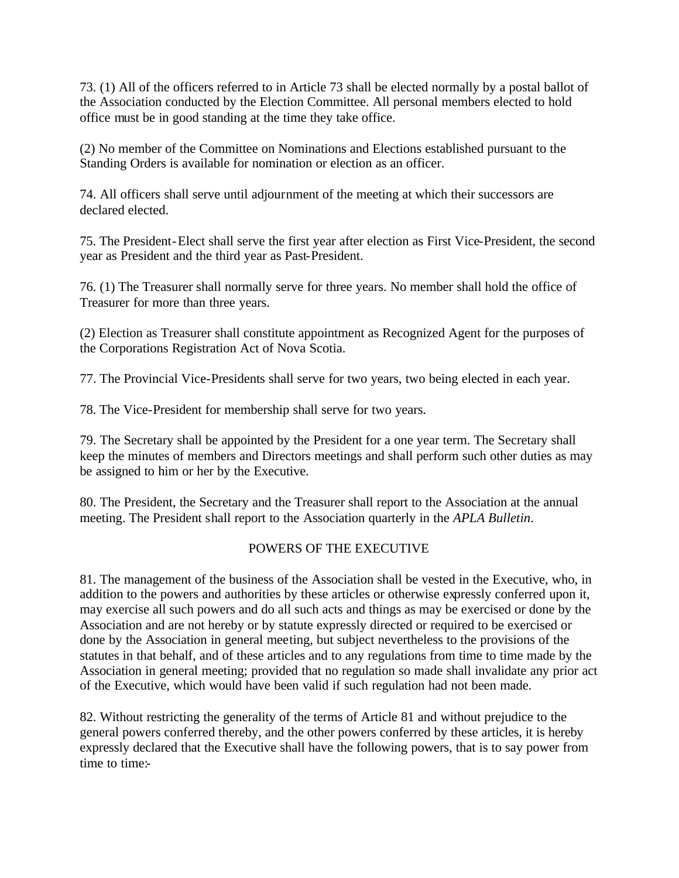73. (1) All of the officers referred to in Article 73 shall be elected normally by a postal ballot of the Association conducted by the Election Committee. All personal members elected to hold office must be in good standing at the time they take office.

(2) No member of the Committee on Nominations and Elections established pursuant to the Standing Orders is available for nomination or election as an officer.

74. All officers shall serve until adjournment of the meeting at which their successors are declared elected.

75. The President-Elect shall serve the first year after election as First Vice-President, the second year as President and the third year as Past-President.

76. (1) The Treasurer shall normally serve for three years. No member shall hold the office of Treasurer for more than three years.

(2) Election as Treasurer shall constitute appointment as Recognized Agent for the purposes of the Corporations Registration Act of Nova Scotia.

77. The Provincial Vice-Presidents shall serve for two years, two being elected in each year.

78. The Vice-President for membership shall serve for two years.

79. The Secretary shall be appointed by the President for a one year term. The Secretary shall keep the minutes of members and Directors meetings and shall perform such other duties as may be assigned to him or her by the Executive.

80. The President, the Secretary and the Treasurer shall report to the Association at the annual meeting. The President shall report to the Association quarterly in the *APLA Bulletin*.

## POWERS OF THE EXECUTIVE

81. The management of the business of the Association shall be vested in the Executive, who, in addition to the powers and authorities by these articles or otherwise expressly conferred upon it, may exercise all such powers and do all such acts and things as may be exercised or done by the Association and are not hereby or by statute expressly directed or required to be exercised or done by the Association in general meeting, but subject nevertheless to the provisions of the statutes in that behalf, and of these articles and to any regulations from time to time made by the Association in general meeting; provided that no regulation so made shall invalidate any prior act of the Executive, which would have been valid if such regulation had not been made.

82. Without restricting the generality of the terms of Article 81 and without prejudice to the general powers conferred thereby, and the other powers conferred by these articles, it is hereby expressly declared that the Executive shall have the following powers, that is to say power from time to time:-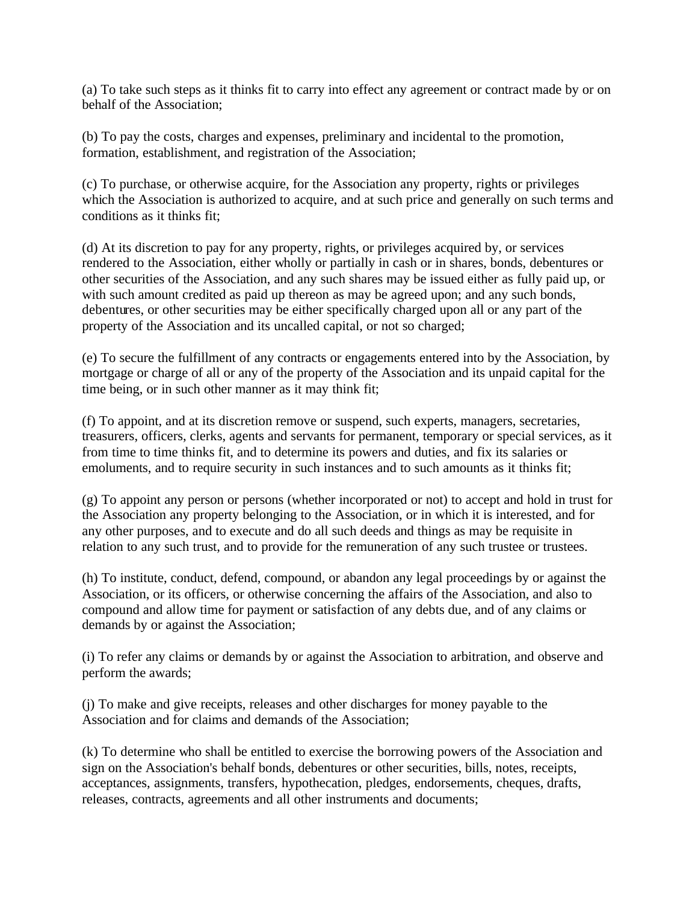(a) To take such steps as it thinks fit to carry into effect any agreement or contract made by or on behalf of the Association;

(b) To pay the costs, charges and expenses, preliminary and incidental to the promotion, formation, establishment, and registration of the Association;

(c) To purchase, or otherwise acquire, for the Association any property, rights or privileges which the Association is authorized to acquire, and at such price and generally on such terms and conditions as it thinks fit;

(d) At its discretion to pay for any property, rights, or privileges acquired by, or services rendered to the Association, either wholly or partially in cash or in shares, bonds, debentures or other securities of the Association, and any such shares may be issued either as fully paid up, or with such amount credited as paid up thereon as may be agreed upon; and any such bonds, debentures, or other securities may be either specifically charged upon all or any part of the property of the Association and its uncalled capital, or not so charged;

(e) To secure the fulfillment of any contracts or engagements entered into by the Association, by mortgage or charge of all or any of the property of the Association and its unpaid capital for the time being, or in such other manner as it may think fit;

(f) To appoint, and at its discretion remove or suspend, such experts, managers, secretaries, treasurers, officers, clerks, agents and servants for permanent, temporary or special services, as it from time to time thinks fit, and to determine its powers and duties, and fix its salaries or emoluments, and to require security in such instances and to such amounts as it thinks fit;

(g) To appoint any person or persons (whether incorporated or not) to accept and hold in trust for the Association any property belonging to the Association, or in which it is interested, and for any other purposes, and to execute and do all such deeds and things as may be requisite in relation to any such trust, and to provide for the remuneration of any such trustee or trustees.

(h) To institute, conduct, defend, compound, or abandon any legal proceedings by or against the Association, or its officers, or otherwise concerning the affairs of the Association, and also to compound and allow time for payment or satisfaction of any debts due, and of any claims or demands by or against the Association;

(i) To refer any claims or demands by or against the Association to arbitration, and observe and perform the awards;

(j) To make and give receipts, releases and other discharges for money payable to the Association and for claims and demands of the Association;

(k) To determine who shall be entitled to exercise the borrowing powers of the Association and sign on the Association's behalf bonds, debentures or other securities, bills, notes, receipts, acceptances, assignments, transfers, hypothecation, pledges, endorsements, cheques, drafts, releases, contracts, agreements and all other instruments and documents;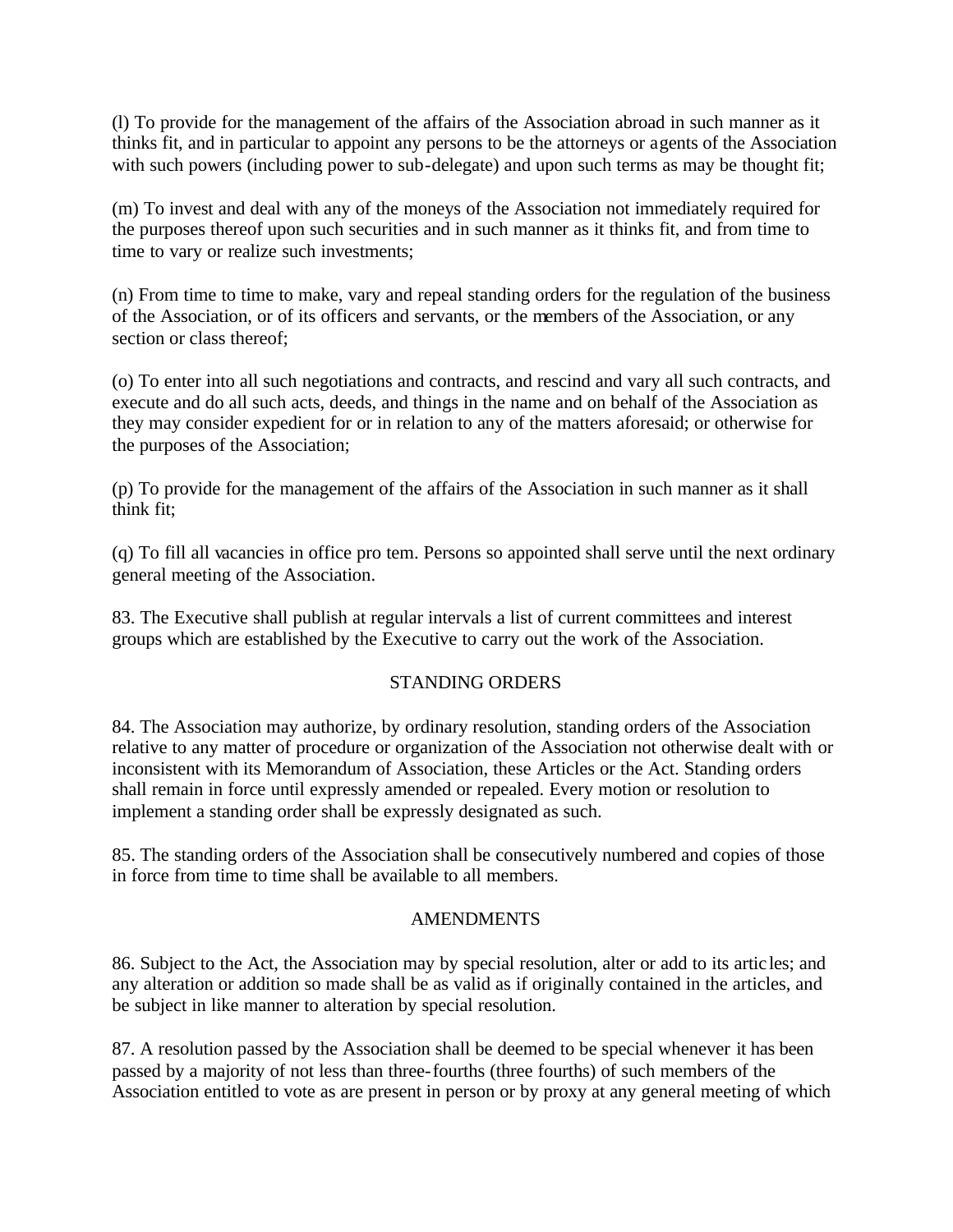(l) To provide for the management of the affairs of the Association abroad in such manner as it thinks fit, and in particular to appoint any persons to be the attorneys or agents of the Association with such powers (including power to sub-delegate) and upon such terms as may be thought fit;

(m) To invest and deal with any of the moneys of the Association not immediately required for the purposes thereof upon such securities and in such manner as it thinks fit, and from time to time to vary or realize such investments;

(n) From time to time to make, vary and repeal standing orders for the regulation of the business of the Association, or of its officers and servants, or the members of the Association, or any section or class thereof;

(o) To enter into all such negotiations and contracts, and rescind and vary all such contracts, and execute and do all such acts, deeds, and things in the name and on behalf of the Association as they may consider expedient for or in relation to any of the matters aforesaid; or otherwise for the purposes of the Association;

(p) To provide for the management of the affairs of the Association in such manner as it shall think fit;

(q) To fill all vacancies in office pro tem. Persons so appointed shall serve until the next ordinary general meeting of the Association.

83. The Executive shall publish at regular intervals a list of current committees and interest groups which are established by the Executive to carry out the work of the Association.

## STANDING ORDERS

84. The Association may authorize, by ordinary resolution, standing orders of the Association relative to any matter of procedure or organization of the Association not otherwise dealt with or inconsistent with its Memorandum of Association, these Articles or the Act. Standing orders shall remain in force until expressly amended or repealed. Every motion or resolution to implement a standing order shall be expressly designated as such.

85. The standing orders of the Association shall be consecutively numbered and copies of those in force from time to time shall be available to all members.

## AMENDMENTS

86. Subject to the Act, the Association may by special resolution, alter or add to its articles; and any alteration or addition so made shall be as valid as if originally contained in the articles, and be subject in like manner to alteration by special resolution.

87. A resolution passed by the Association shall be deemed to be special whenever it has been passed by a majority of not less than three-fourths (three fourths) of such members of the Association entitled to vote as are present in person or by proxy at any general meeting of which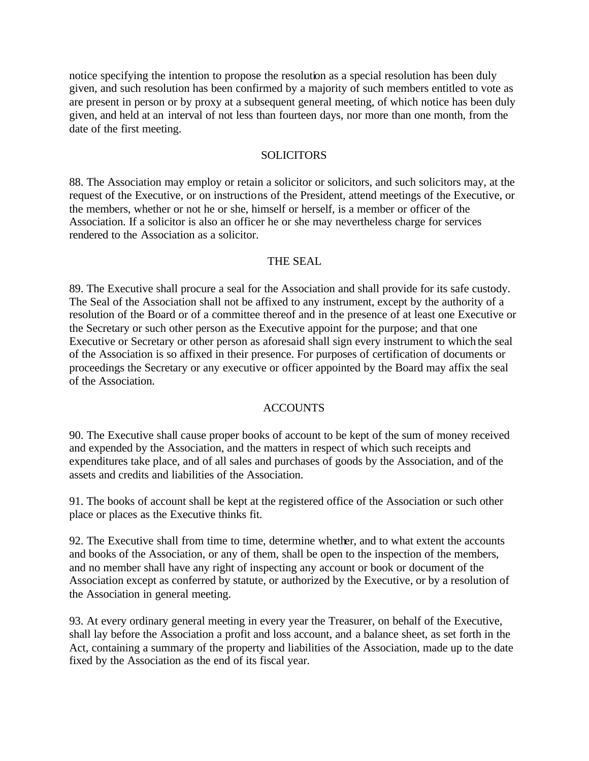notice specifying the intention to propose the resolution as a special resolution has been duly given, and such resolution has been confirmed by a majority of such members entitled to vote as are present in person or by proxy at a subsequent general meeting, of which notice has been duly given, and held at an interval of not less than fourteen days, nor more than one month, from the date of the first meeting.

## SOLICITORS

88. The Association may employ or retain a solicitor or solicitors, and such solicitors may, at the request of the Executive, or on instructions of the President, attend meetings of the Executive, or the members, whether or not he or she, himself or herself, is a member or officer of the Association. If a solicitor is also an officer he or she may nevertheless charge for services rendered to the Association as a solicitor.

## THE SEAL

89. The Executive shall procure a seal for the Association and shall provide for its safe custody. The Seal of the Association shall not be affixed to any instrument, except by the authority of a resolution of the Board or of a committee thereof and in the presence of at least one Executive or the Secretary or such other person as the Executive appoint for the purpose; and that one Executive or Secretary or other person as aforesaid shall sign every instrument to which the seal of the Association is so affixed in their presence. For purposes of certification of documents or proceedings the Secretary or any executive or officer appointed by the Board may affix the seal of the Association.

## ACCOUNTS

90. The Executive shall cause proper books of account to be kept of the sum of money received and expended by the Association, and the matters in respect of which such receipts and expenditures take place, and of all sales and purchases of goods by the Association, and of the assets and credits and liabilities of the Association.

91. The books of account shall be kept at the registered office of the Association or such other place or places as the Executive thinks fit.

92. The Executive shall from time to time, determine whether, and to what extent the accounts and books of the Association, or any of them, shall be open to the inspection of the members, and no member shall have any right of inspecting any account or book or document of the Association except as conferred by statute, or authorized by the Executive, or by a resolution of the Association in general meeting.

93. At every ordinary general meeting in every year the Treasurer, on behalf of the Executive, shall lay before the Association a profit and loss account, and a balance sheet, as set forth in the Act, containing a summary of the property and liabilities of the Association, made up to the date fixed by the Association as the end of its fiscal year.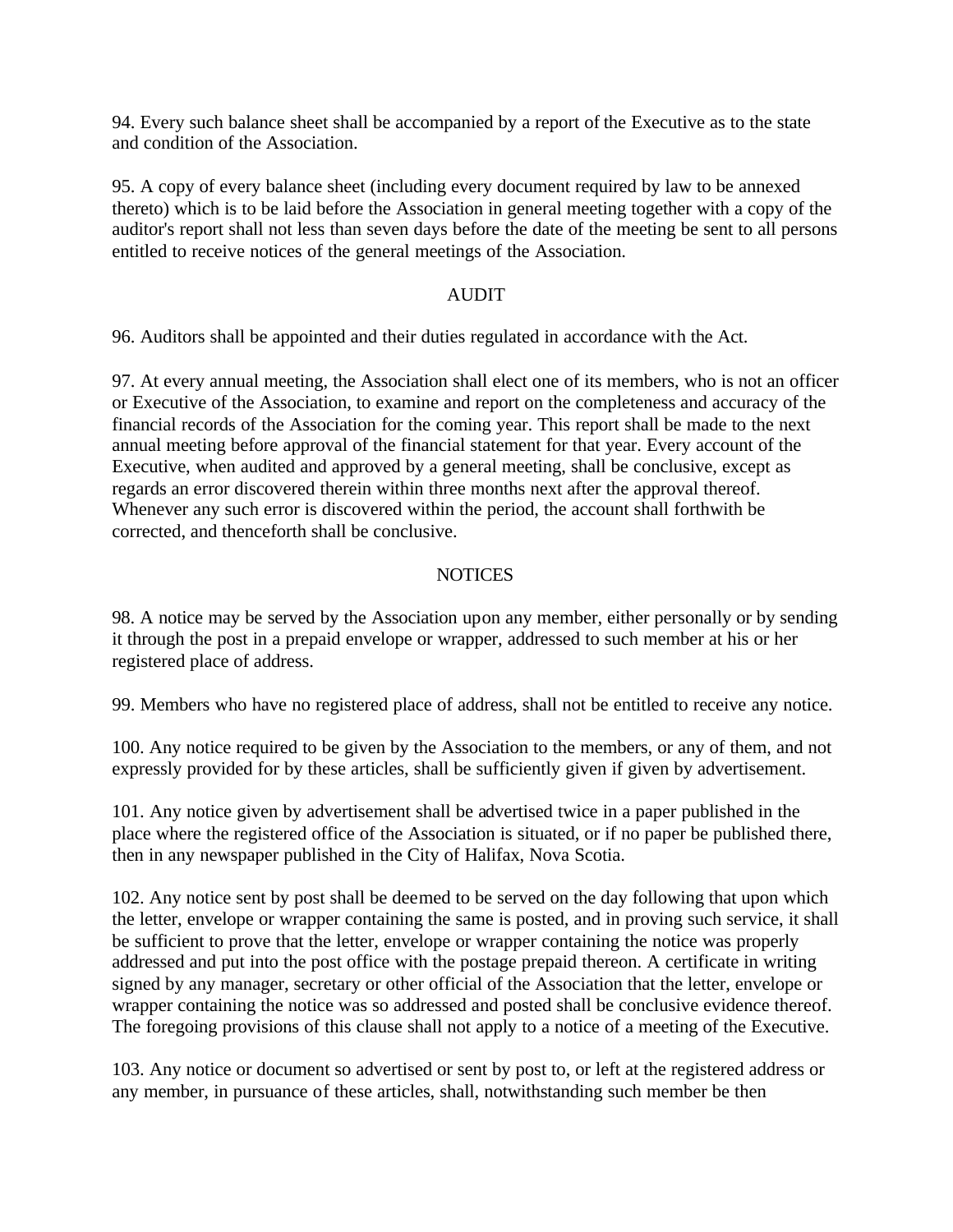94. Every such balance sheet shall be accompanied by a report of the Executive as to the state and condition of the Association.

95. A copy of every balance sheet (including every document required by law to be annexed thereto) which is to be laid before the Association in general meeting together with a copy of the auditor's report shall not less than seven days before the date of the meeting be sent to all persons entitled to receive notices of the general meetings of the Association.

## AUDIT

96. Auditors shall be appointed and their duties regulated in accordance with the Act.

97. At every annual meeting, the Association shall elect one of its members, who is not an officer or Executive of the Association, to examine and report on the completeness and accuracy of the financial records of the Association for the coming year. This report shall be made to the next annual meeting before approval of the financial statement for that year. Every account of the Executive, when audited and approved by a general meeting, shall be conclusive, except as regards an error discovered therein within three months next after the approval thereof. Whenever any such error is discovered within the period, the account shall forthwith be corrected, and thenceforth shall be conclusive.

## NOTICES

98. A notice may be served by the Association upon any member, either personally or by sending it through the post in a prepaid envelope or wrapper, addressed to such member at his or her registered place of address.

99. Members who have no registered place of address, shall not be entitled to receive any notice.

100. Any notice required to be given by the Association to the members, or any of them, and not expressly provided for by these articles, shall be sufficiently given if given by advertisement.

101. Any notice given by advertisement shall be advertised twice in a paper published in the place where the registered office of the Association is situated, or if no paper be published there, then in any newspaper published in the City of Halifax, Nova Scotia.

102. Any notice sent by post shall be deemed to be served on the day following that upon which the letter, envelope or wrapper containing the same is posted, and in proving such service, it shall be sufficient to prove that the letter, envelope or wrapper containing the notice was properly addressed and put into the post office with the postage prepaid thereon. A certificate in writing signed by any manager, secretary or other official of the Association that the letter, envelope or wrapper containing the notice was so addressed and posted shall be conclusive evidence thereof. The foregoing provisions of this clause shall not apply to a notice of a meeting of the Executive.

103. Any notice or document so advertised or sent by post to, or left at the registered address or any member, in pursuance of these articles, shall, notwithstanding such member be then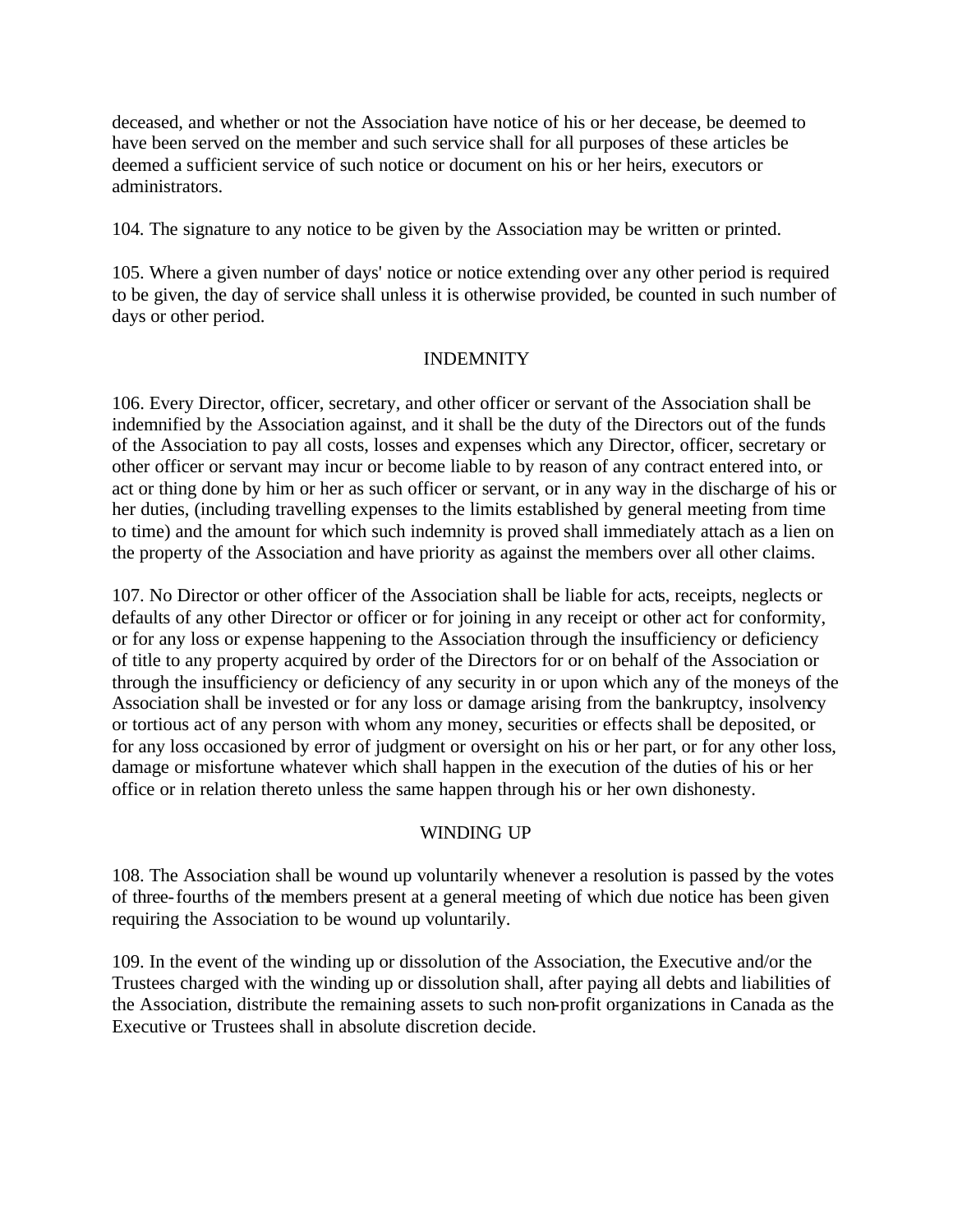deceased, and whether or not the Association have notice of his or her decease, be deemed to have been served on the member and such service shall for all purposes of these articles be deemed a sufficient service of such notice or document on his or her heirs, executors or administrators.

104. The signature to any notice to be given by the Association may be written or printed.

105. Where a given number of days' notice or notice extending over any other period is required to be given, the day of service shall unless it is otherwise provided, be counted in such number of days or other period.

## INDEMNITY

106. Every Director, officer, secretary, and other officer or servant of the Association shall be indemnified by the Association against, and it shall be the duty of the Directors out of the funds of the Association to pay all costs, losses and expenses which any Director, officer, secretary or other officer or servant may incur or become liable to by reason of any contract entered into, or act or thing done by him or her as such officer or servant, or in any way in the discharge of his or her duties, (including travelling expenses to the limits established by general meeting from time to time) and the amount for which such indemnity is proved shall immediately attach as a lien on the property of the Association and have priority as against the members over all other claims.

107. No Director or other officer of the Association shall be liable for acts, receipts, neglects or defaults of any other Director or officer or for joining in any receipt or other act for conformity, or for any loss or expense happening to the Association through the insufficiency or deficiency of title to any property acquired by order of the Directors for or on behalf of the Association or through the insufficiency or deficiency of any security in or upon which any of the moneys of the Association shall be invested or for any loss or damage arising from the bankruptcy, insolvency or tortious act of any person with whom any money, securities or effects shall be deposited, or for any loss occasioned by error of judgment or oversight on his or her part, or for any other loss, damage or misfortune whatever which shall happen in the execution of the duties of his or her office or in relation thereto unless the same happen through his or her own dishonesty.

## WINDING UP

108. The Association shall be wound up voluntarily whenever a resolution is passed by the votes of three-fourths of the members present at a general meeting of which due notice has been given requiring the Association to be wound up voluntarily.

109. In the event of the winding up or dissolution of the Association, the Executive and/or the Trustees charged with the winding up or dissolution shall, after paying all debts and liabilities of the Association, distribute the remaining assets to such non-profit organizations in Canada as the Executive or Trustees shall in absolute discretion decide.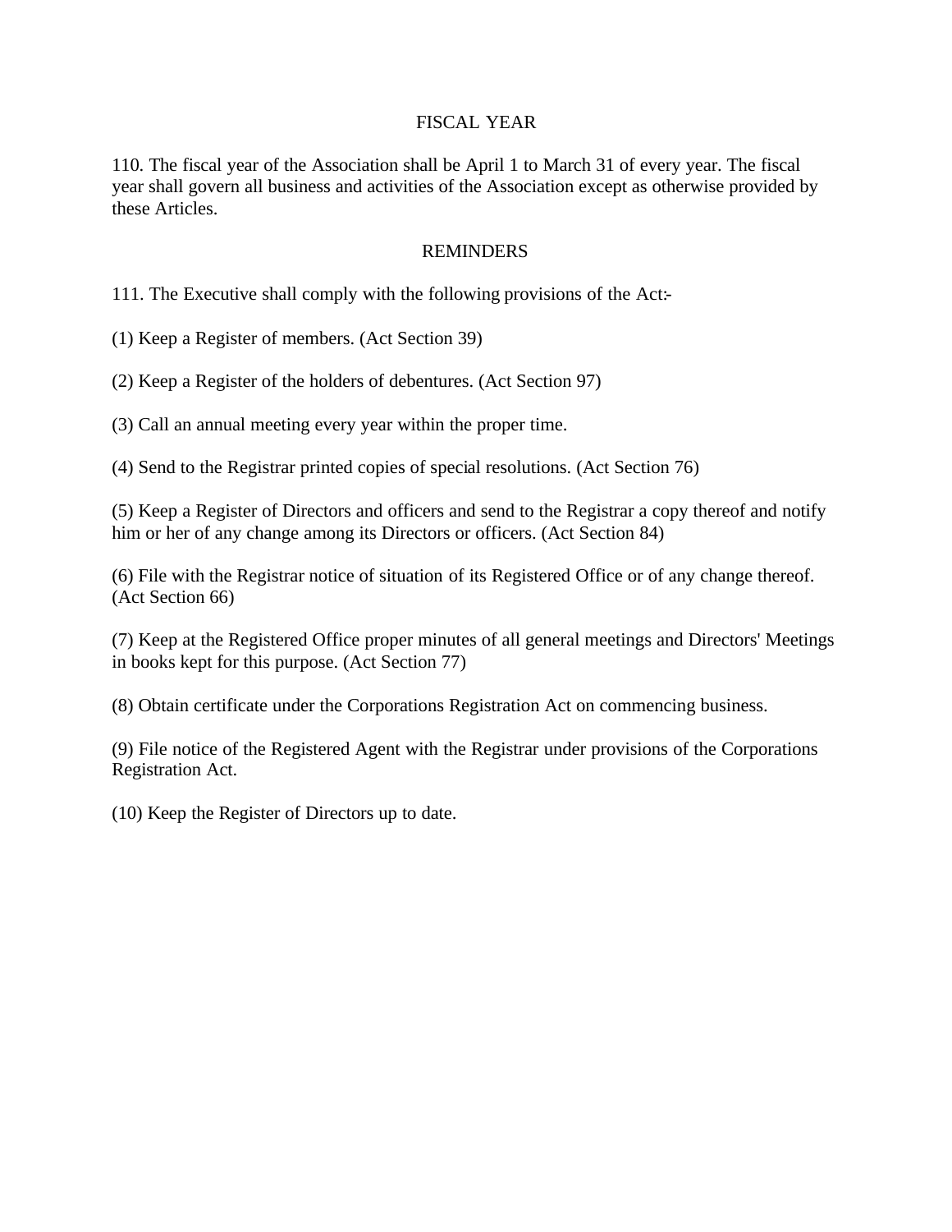## FISCAL YEAR

110. The fiscal year of the Association shall be April 1 to March 31 of every year. The fiscal year shall govern all business and activities of the Association except as otherwise provided by these Articles.

## REMINDERS

111. The Executive shall comply with the following provisions of the Act:-

(1) Keep a Register of members. (Act Section 39)

(2) Keep a Register of the holders of debentures. (Act Section 97)

(3) Call an annual meeting every year within the proper time.

(4) Send to the Registrar printed copies of special resolutions. (Act Section 76)

(5) Keep a Register of Directors and officers and send to the Registrar a copy thereof and notify him or her of any change among its Directors or officers. (Act Section 84)

(6) File with the Registrar notice of situation of its Registered Office or of any change thereof. (Act Section 66)

(7) Keep at the Registered Office proper minutes of all general meetings and Directors' Meetings in books kept for this purpose. (Act Section 77)

(8) Obtain certificate under the Corporations Registration Act on commencing business.

(9) File notice of the Registered Agent with the Registrar under provisions of the Corporations Registration Act.

(10) Keep the Register of Directors up to date.